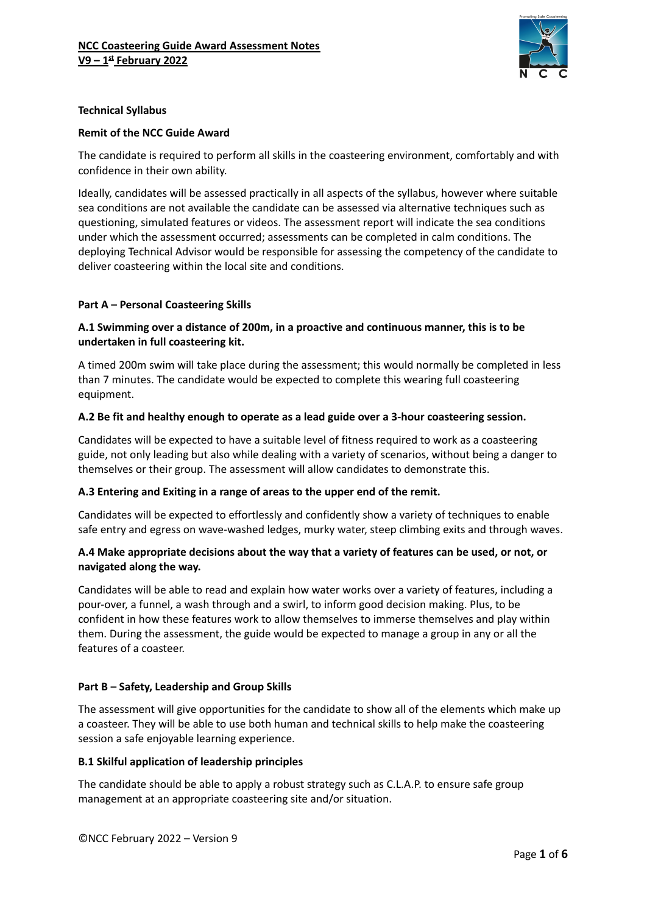**Technical Syllabus**

**Remit of the NCC Guide Award**

The candidate is required to perform all skills in the coasteering environment, comfortably and with confidence in their own ability.

Ideally, candidates will be assessed practically in all aspects of the syllabus, however where suitable sea conditions are not available the candidate can be assessed via alternative techniques such as questioning, simulated features or videos. The assessment report will indicate the sea conditions under which the assessment occurred; assessments can be completed in calm conditions. The deploying Technical Advisor would be responsible for assessing the competency of the candidate to deliver coasteering within the local site and conditions.

**Part A – Personal Coasteering Skills**

**A.1 Swimming over a distance of 200m, in a proactive and continuous manner, this is to be undertaken in full coasteering kit.**

A timed 200m swim will take place during the assessment; this would normally be completed in less than 7 minutes. The candidate would be expected to complete this wearing full coasteering equipment.

**A.2 Be fit and healthy enough to operate as a lead guide over a 3-hour coasteering session.**

Candidates will be expected to have a suitable level of fitness required to work as a coasteering guide, not only leading but also while dealing with a variety of scenarios, without being a danger to themselves or their group. The assessment will allow candidates to demonstrate this.

**A.3 Entering and Exiting in a range of areas to the upper end of the remit.**

Candidates will be expected to effortlessly and confidently show a variety of techniques to enable safe entry and egress on wave-washed ledges, murky water, steep climbing exits and through waves.

**A.4 Make appropriate decisions about the way that a variety of features can be used, or not, or navigated along the way.**

Candidates will be able to read and explain how water works over a variety of features, including a pour-over, a funnel, a wash through and a swirl, to inform good decision making. Plus, to be confident in how these features work to allow themselves to immerse themselves and play within them. During the assessment, the guide would be expected to manage a group in any or all the features of a coasteer.

**Part B – Safety, Leadership and Group Skills**

The assessment will give opportunities for the candidate to show all of the elements which make up a coasteer. They will be able to use both human and technical skills to help make the coasteering session a safe enjoyable learning experience.

**B.1 Skilful application of leadership principles**

The candidate should be able to apply a robust strategy such as C.L.A.P. to ensure safe group management at an appropriate coasteering site and/or situation.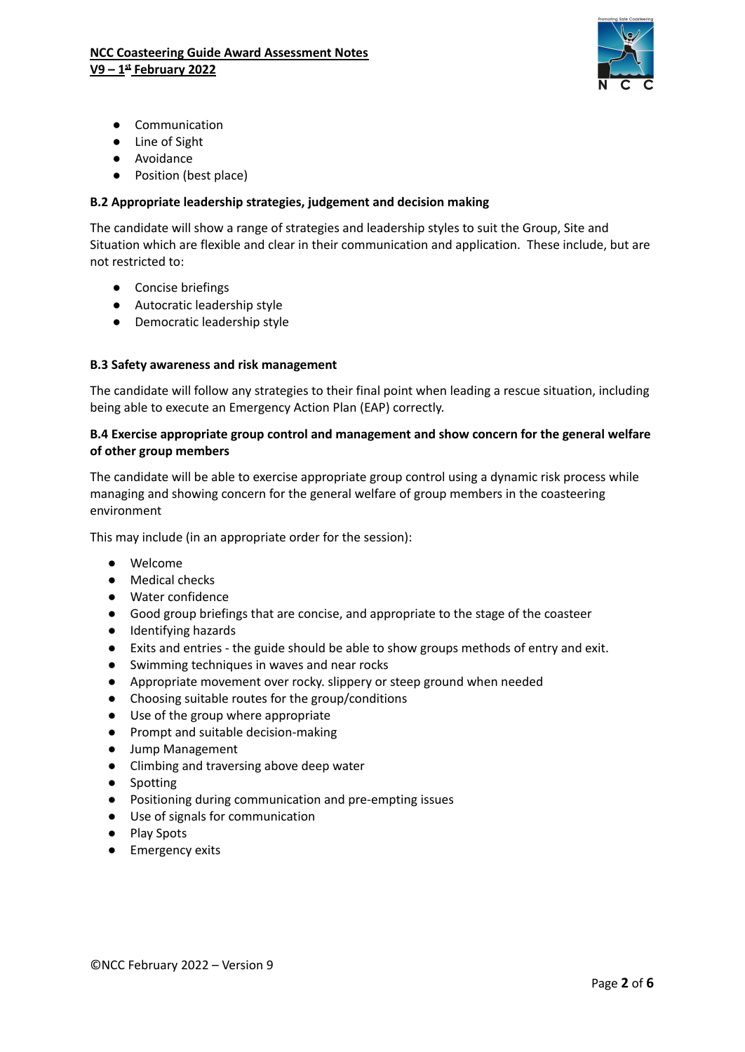- Communication
- Line of Sight
- Avoidance
- Position (best place)

**B.2 Appropriate leadership strategies, judgement and decision making**

The candidate will show a range of strategies and leadership styles to suit the Group, Site and Situation which are flexible and clear in their communication and application. These include, but are not restricted to:

- Concise briefings
- Autocratic leadership style
- Democratic leadership style

**B.3 Safety awareness and risk management**

The candidate will follow any strategies to their final point when leading a rescue situation, including being able to execute an Emergency Action Plan (EAP) correctly.

**B.4 Exercise appropriate group control and management and show concern for the general welfare of other group members**

The candidate will be able to exercise appropriate group control using a dynamic risk process while managing and showing concern for the general welfare of group members in the coasteering environment

This may include (in an appropriate order for the session):

- Welcome
- Medical checks
- Water confidence
- Good group briefings that are concise, and appropriate to the stage of the coasteer
- Identifying hazards
- Exits and entries - the guide should be able to show groups methods of entry and exit.
- Swimming techniques in waves and near rocks
- Appropriate movement over rocky. slippery or steep ground when needed
- Choosing suitable routes for the group/conditions
- Use of the group where appropriate
- Prompt and suitable decision-making
- Jump Management
- Climbing and traversing above deep water
- Spotting
- Positioning during communication and pre-empting issues
- Use of signals for communication
- Play Spots
- Emergency exits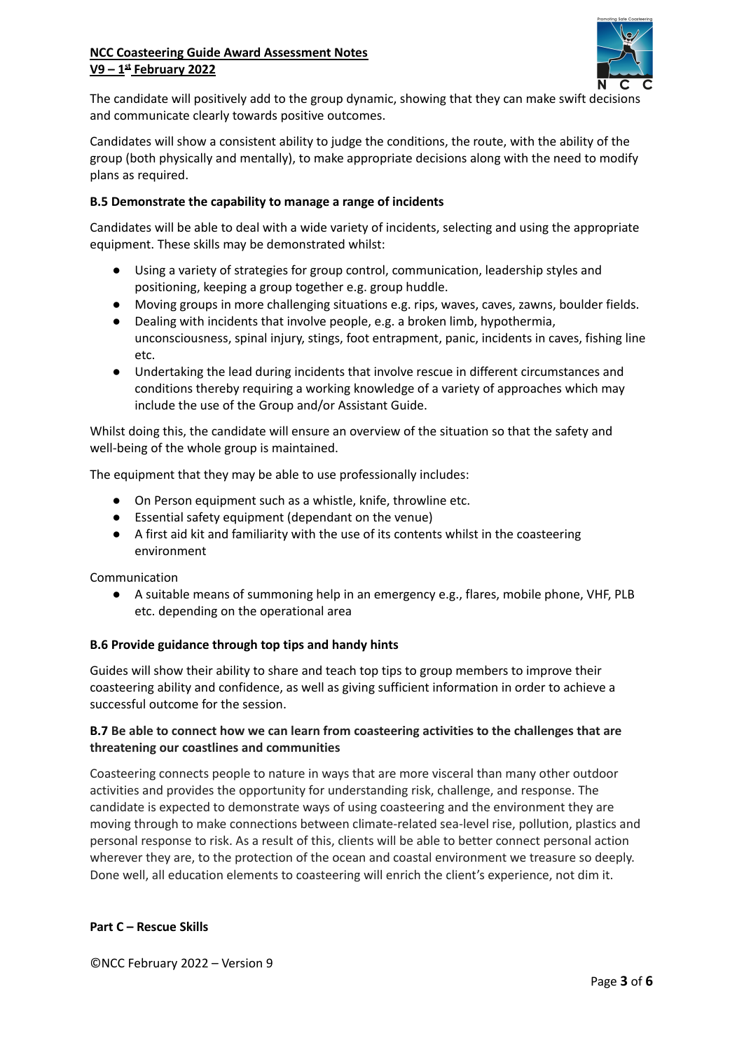The candidate will positively add to the group dynamic, showing that they can make swift decisions and communicate clearly towards positive outcomes.

Candidates will show a consistent ability to judge the conditions, the route, with the ability of the group (both physically and mentally), to make appropriate decisions along with the need to modify plans as required.

**B.5 Demonstrate the capability to manage a range of incidents**

Candidates will be able to deal with a wide variety of incidents, selecting and using the appropriate equipment. These skills may be demonstrated whilst:

- Using a variety of strategies for group control, communication, leadership styles and positioning, keeping a group together e.g. group huddle.
- Moving groups in more challenging situations e.g. rips, waves, caves, zawns, boulder fields.
- Dealing with incidents that involve people, e.g. a broken limb, hypothermia, unconsciousness, spinal injury, stings, foot entrapment, panic, incidents in caves, fishing line etc.
- Undertaking the lead during incidents that involve rescue in different circumstances and conditions thereby requiring a working knowledge of a variety of approaches which may include the use of the Group and/or Assistant Guide.

Whilst doing this, the candidate will ensure an overview of the situation so that the safety and well-being of the whole group is maintained.

The equipment that they may be able to use professionally includes:

- On Person equipment such as a whistle, knife, throwline etc.
- Essential safety equipment (dependant on the venue)
- A first aid kit and familiarity with the use of its contents whilst in the coasteering environment

Communication

- A suitable means of summoning help in an emergency e.g., flares, mobile phone, VHF, PLB etc. depending on the operational area

**B.6 Provide guidance through top tips and handy hints**

Guides will show their ability to share and teach top tips to group members to improve their coasteering ability and confidence, as well as giving sufficient information in order to achieve a successful outcome for the session.

**B.7 Be able to connect how we can learn from coasteering activities to the challenges that are threatening our coastlines and communities**

Coasteering connects people to nature in ways that are more visceral than many other outdoor activities and provides the opportunity for understanding risk, challenge, and response. The candidate is expected to demonstrate ways of using coasteering and the environment they are moving through to make connections between climate-related sea-level rise, pollution, plastics and personal response to risk. As a result of this, clients will be able to better connect personal action wherever they are, to the protection of the ocean and coastal environment we treasure so deeply. Done well, all education elements to coasteering will enrich the client's experience, not dim it.

**Part C – Rescue Skills**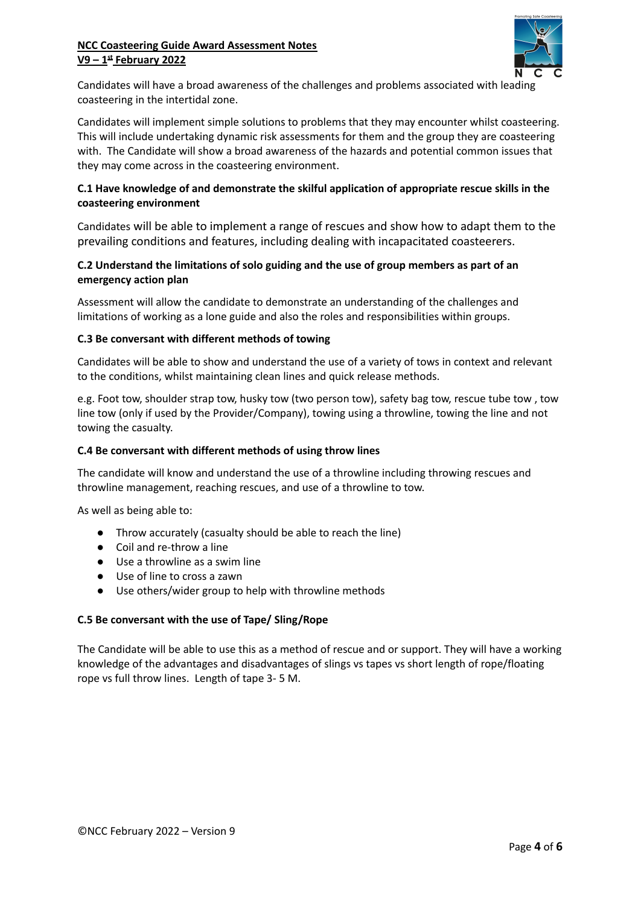Candidates will have a broad awareness of the challenges and problems associated with leading coasteering in the intertidal zone.

Candidates will implement simple solutions to problems that they may encounter whilst coasteering. This will include undertaking dynamic risk assessments for them and the group they are coasteering with. The Candidate will show a broad awareness of the hazards and potential common issues that they may come across in the coasteering environment.

**C.1 Have knowledge of and demonstrate the skilful application of appropriate rescue skills in the coasteering environment**

Candidates will be able to implement a range of rescues and show how to adapt them to the prevailing conditions and features, including dealing with incapacitated coasteerers.

**C.2 Understand the limitations of solo guiding and the use of group members as part of an emergency action plan**

Assessment will allow the candidate to demonstrate an understanding of the challenges and limitations of working as a lone guide and also the roles and responsibilities within groups.

**C.3 Be conversant with different methods of towing**

Candidates will be able to show and understand the use of a variety of tows in context and relevant to the conditions, whilst maintaining clean lines and quick release methods.

e.g. Foot tow, shoulder strap tow, husky tow (two person tow), safety bag tow, rescue tube tow , tow line tow (only if used by the Provider/Company), towing using a throwline, towing the line and not towing the casualty.

**C.4 Be conversant with different methods of using throw lines**

The candidate will know and understand the use of a throwline including throwing rescues and throwline management, reaching rescues, and use of a throwline to tow.

As well as being able to:

- Throw accurately (casualty should be able to reach the line)
- Coil and re-throw a line
- Use a throwline as a swim line
- Use of line to cross a zawn
- Use others/wider group to help with throwline methods

**C.5 Be conversant with the use of Tape/ Sling/Rope**

The Candidate will be able to use this as a method of rescue and or support. They will have a working knowledge of the advantages and disadvantages of slings vs tapes vs short length of rope/floating rope vs full throw lines. Length of tape 3- 5 M.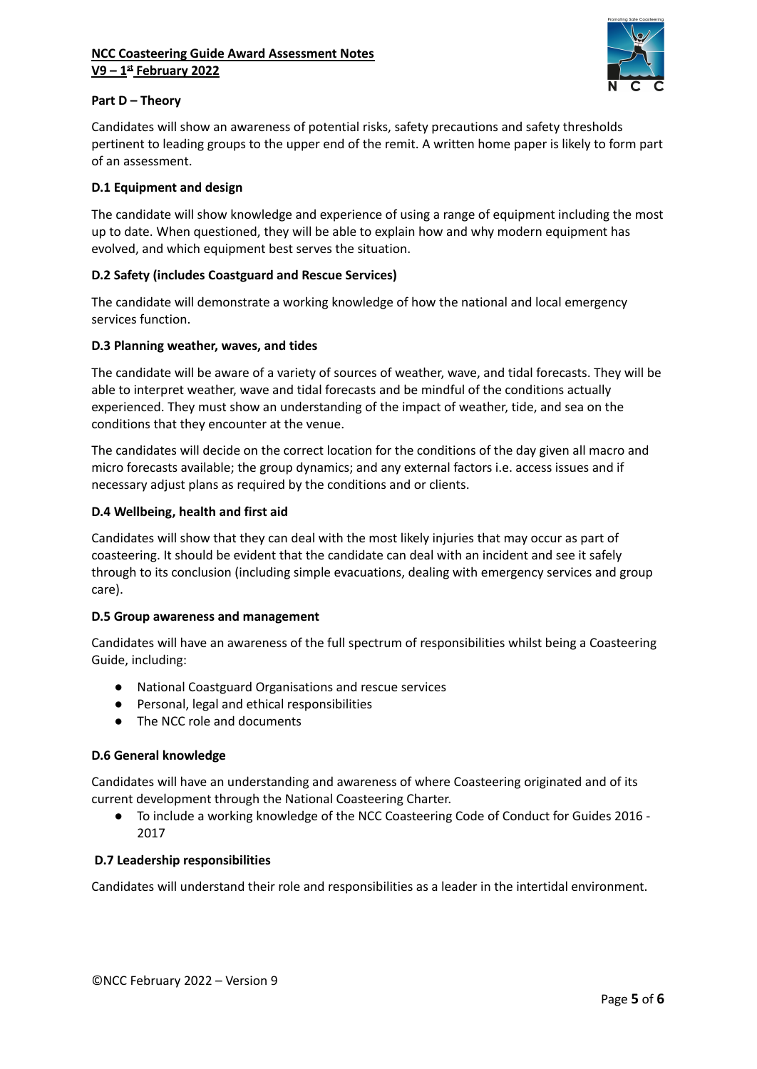## Part D – Theory

Candidates will show an awareness of potential risks, safety precautions and safety thresholds pertinent to leading groups to the upper end of the remit. A written home paper is likely to form part of an assessment.

### D.1 Equipment and design

The candidate will show knowledge and experience of using a range of equipment including the most up to date. When questioned, they will be able to explain how and why modern equipment has evolved, and which equipment best serves the situation.

### D.2 Safety (includes Coastguard and Rescue Services)

The candidate will demonstrate a working knowledge of how the national and local emergency services function.

### D.3 Planning weather, waves, and tides

The candidate will be aware of a variety of sources of weather, wave, and tidal forecasts. They will be able to interpret weather, wave and tidal forecasts and be mindful of the conditions actually experienced. They must show an understanding of the impact of weather, tide, and sea on the conditions that they encounter at the venue.

The candidates will decide on the correct location for the conditions of the day given all macro and micro forecasts available; the group dynamics; and any external factors i.e. access issues and if necessary adjust plans as required by the conditions and or clients.

### D.4 Wellbeing, health and first aid

Candidates will show that they can deal with the most likely injuries that may occur as part of coasteering. It should be evident that the candidate can deal with an incident and see it safely through to its conclusion (including simple evacuations, dealing with emergency services and group care).

### D.5 Group awareness and management

Candidates will have an awareness of the full spectrum of responsibilities whilst being a Coasteering Guide, including:

- National Coastguard Organisations and rescue services
- Personal, legal and ethical responsibilities
- The NCC role and documents

### D.6 General knowledge

Candidates will have an understanding and awareness of where Coasteering originated and of its current development through the National Coasteering Charter.

- To include a working knowledge of the NCC Coasteering Code of Conduct for Guides 2016 - 2017

### D.7 Leadership responsibilities

Candidates will understand their role and responsibilities as a leader in the intertidal environment.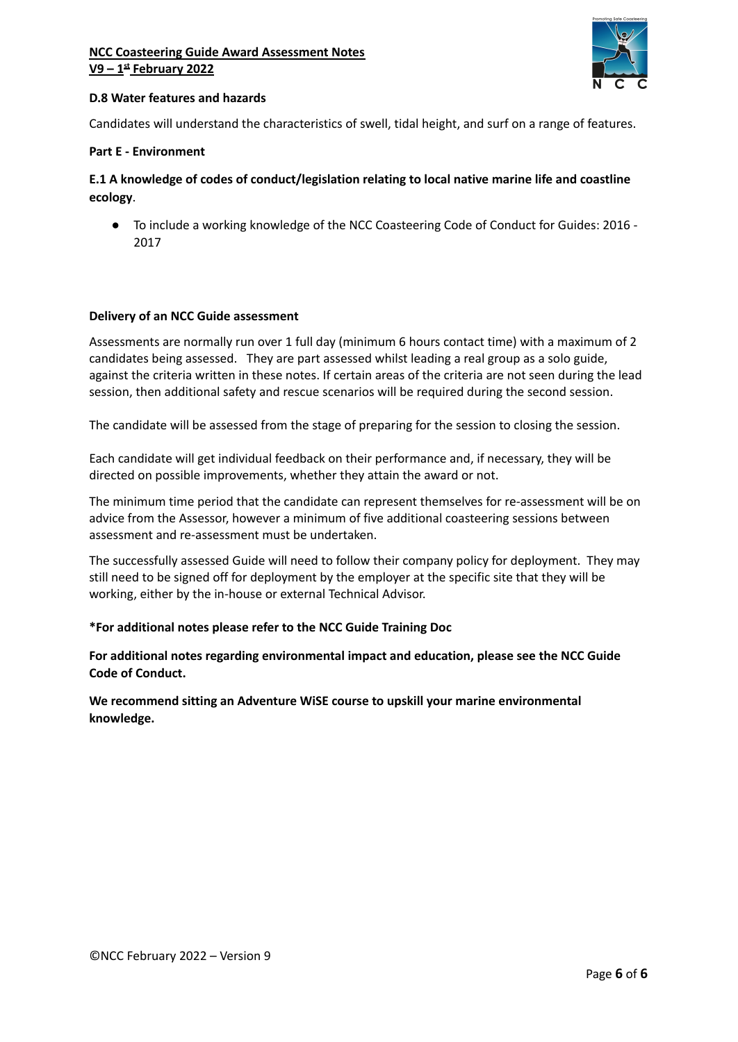**D.8 Water features and hazards**

Candidates will understand the characteristics of swell, tidal height, and surf on a range of features.

**Part E - Environment**

**E.1 A knowledge of codes of conduct/legislation relating to local native marine life and coastline ecology**.

- To include a working knowledge of the NCC Coasteering Code of Conduct for Guides: 2016 - 2017

**Delivery of an NCC Guide assessment**

Assessments are normally run over 1 full day (minimum 6 hours contact time) with a maximum of 2 candidates being assessed. They are part assessed whilst leading a real group as a solo guide, against the criteria written in these notes. If certain areas of the criteria are not seen during the lead session, then additional safety and rescue scenarios will be required during the second session.

The candidate will be assessed from the stage of preparing for the session to closing the session.

Each candidate will get individual feedback on their performance and, if necessary, they will be directed on possible improvements, whether they attain the award or not.

The minimum time period that the candidate can represent themselves for re-assessment will be on advice from the Assessor, however a minimum of five additional coasteering sessions between assessment and re-assessment must be undertaken.

The successfully assessed Guide will need to follow their company policy for deployment. They may still need to be signed off for deployment by the employer at the specific site that they will be working, either by the in-house or external Technical Advisor.

**\*For additional notes please refer to the NCC Guide Training Doc**

**For additional notes regarding environmental impact and education, please see the NCC Guide Code of Conduct.**

**We recommend sitting an Adventure WiSE course to upskill your marine environmental knowledge.**